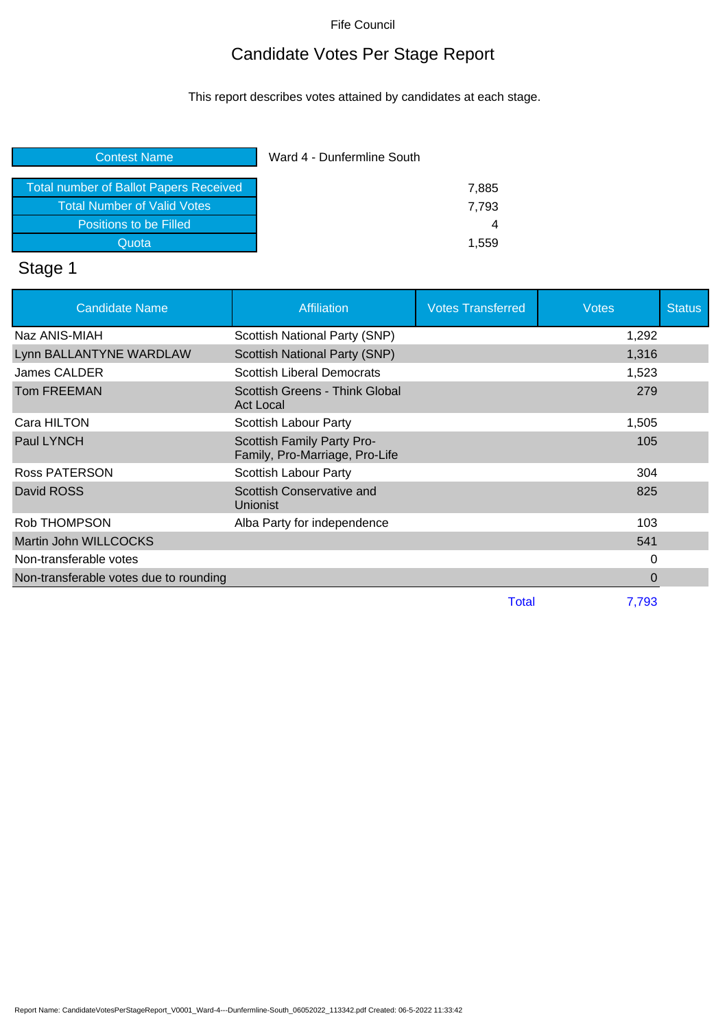Fife Council

# Candidate Votes Per Stage Report

This report describes votes attained by candidates at each stage.

| | |
|---|---|
| Contest Name | Ward 4 - Dunfermline South |
| Total number of Ballot Papers Received | 7,885 |
| Total Number of Valid Votes | 7,793 |
| Positions to be Filled | 4 |
| Quota | 1,559 |

## Stage 1

| Candidate Name | Affiliation | Votes Transferred | Votes | Status |
|---|---|---|---|---|
| Naz ANIS-MIAH | Scottish National Party (SNP) | | 1,292 | |
| Lynn BALLANTYNE WARDLAW | Scottish National Party (SNP) | | 1,316 | |
| James CALDER | Scottish Liberal Democrats | | 1,523 | |
| Tom FREEMAN | Scottish Greens - Think Global Act Local | | 279 | |
| Cara HILTON | Scottish Labour Party | | 1,505 | |
| Paul LYNCH | Scottish Family Party Pro-Family, Pro-Marriage, Pro-Life | | 105 | |
| Ross PATERSON | Scottish Labour Party | | 304 | |
| David ROSS | Scottish Conservative and Unionist | | 825 | |
| Rob THOMPSON | Alba Party for independence | | 103 | |
| Martin John WILLCOCKS | | | 541 | |
| Non-transferable votes | | | 0 | |
| Non-transferable votes due to rounding | | | 0 | |
| | | Total | 7,793 | |

Report Name: CandidateVotesPerStageReport_V0001_Ward-4---Dunfermline-South_06052022_113342.pdf Created: 06-5-2022 11:33:42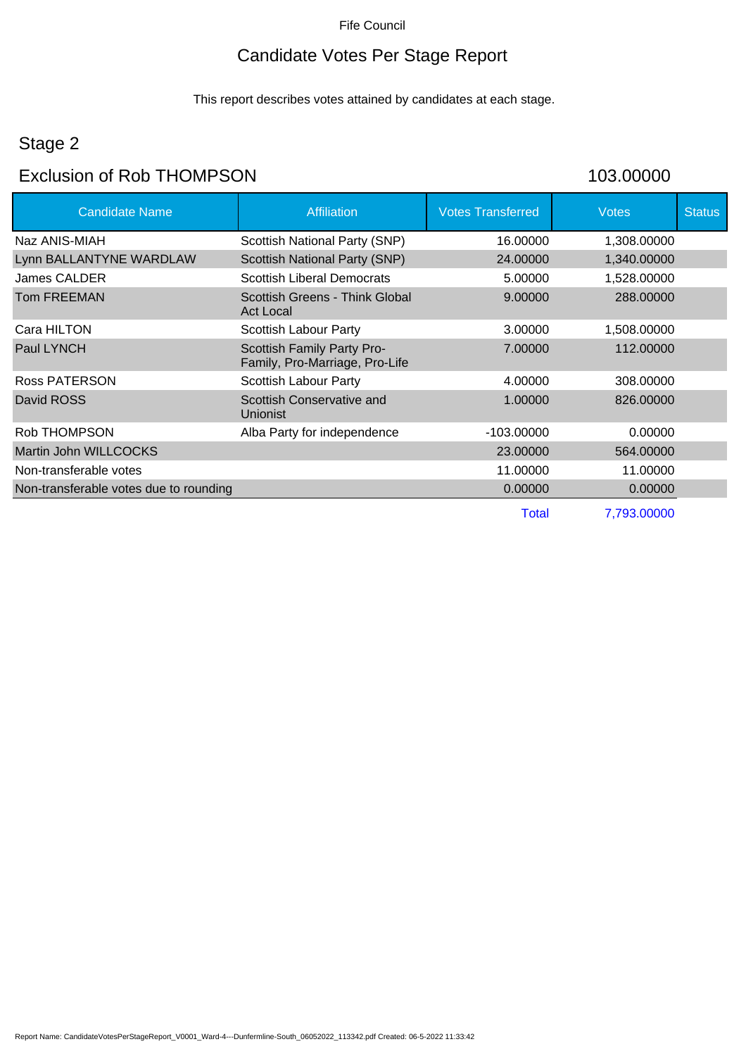Fife Council

# Candidate Votes Per Stage Report

This report describes votes attained by candidates at each stage.

## Stage 2

## Exclusion of Rob THOMPSON 103.00000

| Candidate Name | Affiliation | Votes Transferred | Votes | Status |
|---|---|---|---|---|
| Naz ANIS-MIAH | Scottish National Party (SNP) | 16.00000 | 1,308.00000 | |
| Lynn BALLANTYNE WARDLAW | Scottish National Party (SNP) | 24.00000 | 1,340.00000 | |
| James CALDER | Scottish Liberal Democrats | 5.00000 | 1,528.00000 | |
| Tom FREEMAN | Scottish Greens - Think Global Act Local | 9.00000 | 288.00000 | |
| Cara HILTON | Scottish Labour Party | 3.00000 | 1,508.00000 | |
| Paul LYNCH | Scottish Family Party Pro-Family, Pro-Marriage, Pro-Life | 7.00000 | 112.00000 | |
| Ross PATERSON | Scottish Labour Party | 4.00000 | 308.00000 | |
| David ROSS | Scottish Conservative and Unionist | 1.00000 | 826.00000 | |
| Rob THOMPSON | Alba Party for independence | -103.00000 | 0.00000 | |
| Martin John WILLCOCKS | | 23.00000 | 564.00000 | |
| Non-transferable votes | | 11.00000 | 11.00000 | |
| Non-transferable votes due to rounding | | 0.00000 | 0.00000 | |
| | | Total | 7,793.00000 | |

Report Name: CandidateVotesPerStageReport_V0001_Ward-4---Dunfermline-South_06052022_113342.pdf Created: 06-5-2022 11:33:42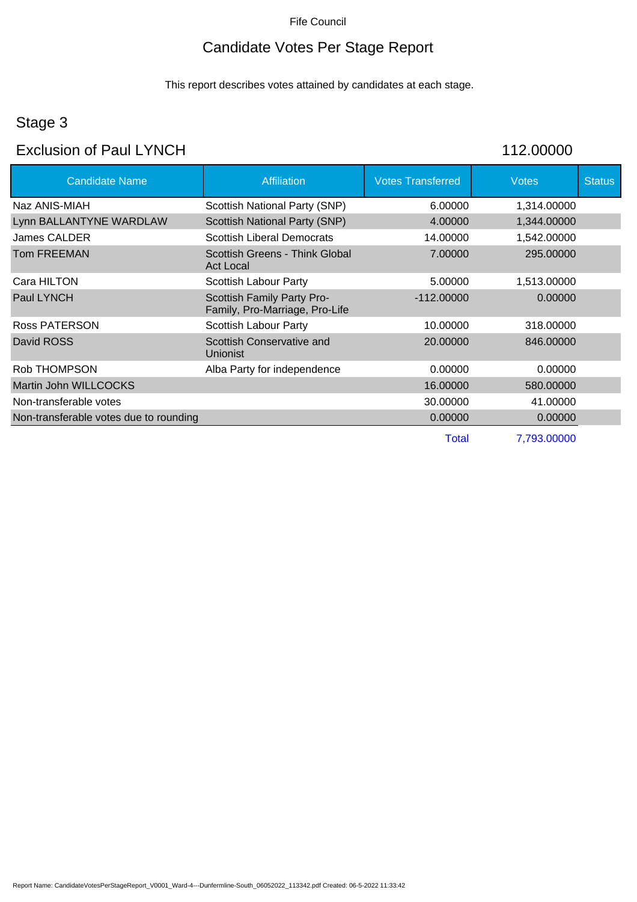Fife Council

# Candidate Votes Per Stage Report

This report describes votes attained by candidates at each stage.

## Stage 3

## Exclusion of Paul LYNCH 112.00000

| Candidate Name | Affiliation | Votes Transferred | Votes | Status |
|---|---|---|---|---|
| Naz ANIS-MIAH | Scottish National Party (SNP) | 6.00000 | 1,314.00000 | |
| Lynn BALLANTYNE WARDLAW | Scottish National Party (SNP) | 4.00000 | 1,344.00000 | |
| James CALDER | Scottish Liberal Democrats | 14.00000 | 1,542.00000 | |
| Tom FREEMAN | Scottish Greens - Think Global Act Local | 7.00000 | 295.00000 | |
| Cara HILTON | Scottish Labour Party | 5.00000 | 1,513.00000 | |
| Paul LYNCH | Scottish Family Party Pro-Family, Pro-Marriage, Pro-Life | -112.00000 | 0.00000 | |
| Ross PATERSON | Scottish Labour Party | 10.00000 | 318.00000 | |
| David ROSS | Scottish Conservative and Unionist | 20.00000 | 846.00000 | |
| Rob THOMPSON | Alba Party for independence | 0.00000 | 0.00000 | |
| Martin John WILLCOCKS | | 16.00000 | 580.00000 | |
| Non-transferable votes | | 30.00000 | 41.00000 | |
| Non-transferable votes due to rounding | | 0.00000 | 0.00000 | |
| | | Total | 7,793.00000 | |

Report Name: CandidateVotesPerStageReport_V0001_Ward-4---Dunfermline-South_06052022_113342.pdf Created: 06-5-2022 11:33:42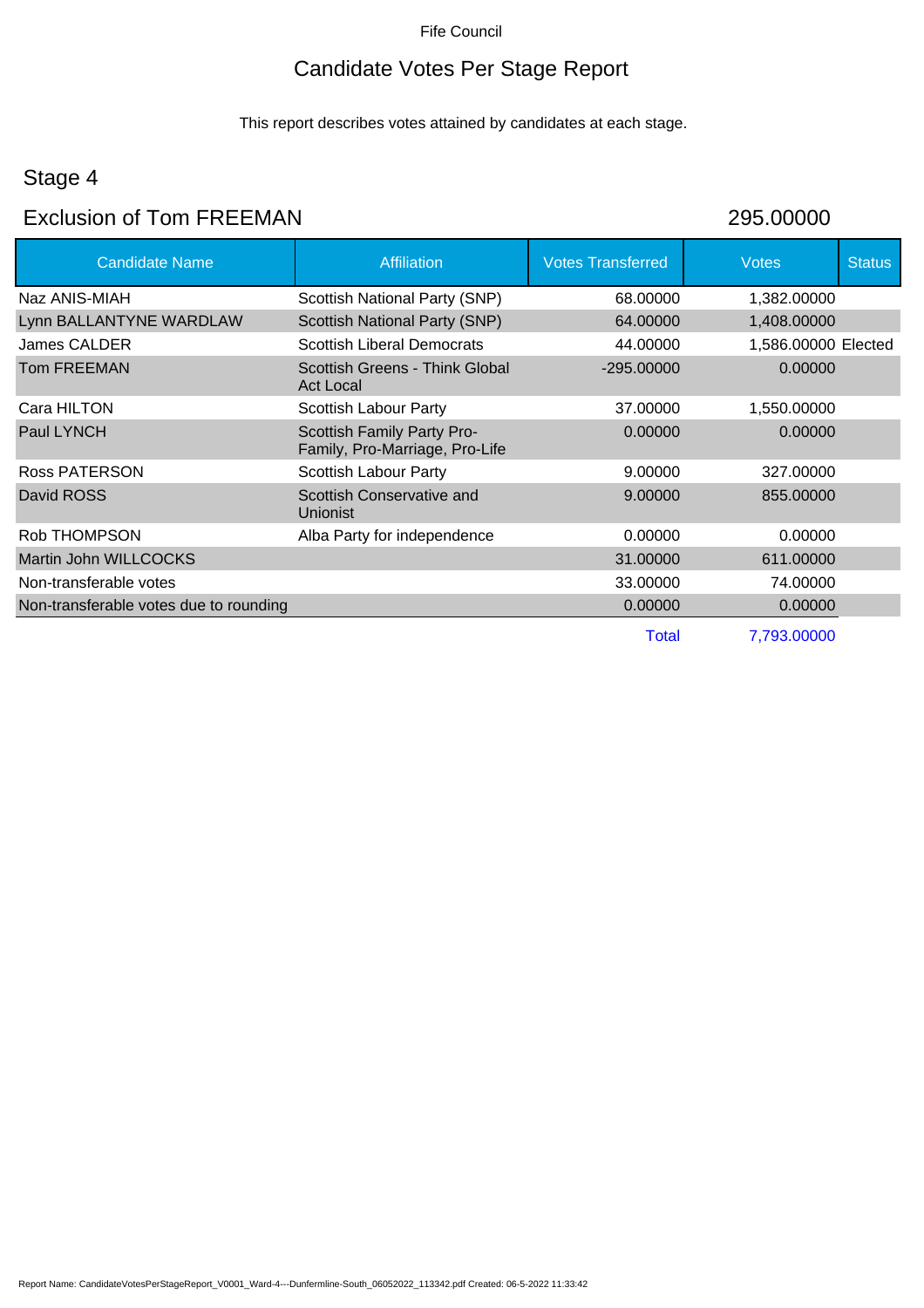Fife Council

# Candidate Votes Per Stage Report

This report describes votes attained by candidates at each stage.

## Stage 4

## Exclusion of Tom FREEMAN

295.00000

| Candidate Name | Affiliation | Votes Transferred | Votes | Status |
|---|---|---|---|---|
| Naz ANIS-MIAH | Scottish National Party (SNP) | 68.00000 | 1,382.00000 | |
| Lynn BALLANTYNE WARDLAW | Scottish National Party (SNP) | 64.00000 | 1,408.00000 | |
| James CALDER | Scottish Liberal Democrats | 44.00000 | 1,586.00000 | Elected |
| Tom FREEMAN | Scottish Greens - Think Global Act Local | -295.00000 | 0.00000 | |
| Cara HILTON | Scottish Labour Party | 37.00000 | 1,550.00000 | |
| Paul LYNCH | Scottish Family Party Pro-Family, Pro-Marriage, Pro-Life | 0.00000 | 0.00000 | |
| Ross PATERSON | Scottish Labour Party | 9.00000 | 327.00000 | |
| David ROSS | Scottish Conservative and Unionist | 9.00000 | 855.00000 | |
| Rob THOMPSON | Alba Party for independence | 0.00000 | 0.00000 | |
| Martin John WILLCOCKS | | 31.00000 | 611.00000 | |
| Non-transferable votes | | 33.00000 | 74.00000 | |
| Non-transferable votes due to rounding | | 0.00000 | 0.00000 | |
| | | Total | 7,793.00000 | |

Report Name: CandidateVotesPerStageReport_V0001_Ward-4---Dunfermline-South_06052022_113342.pdf Created: 06-5-2022 11:33:42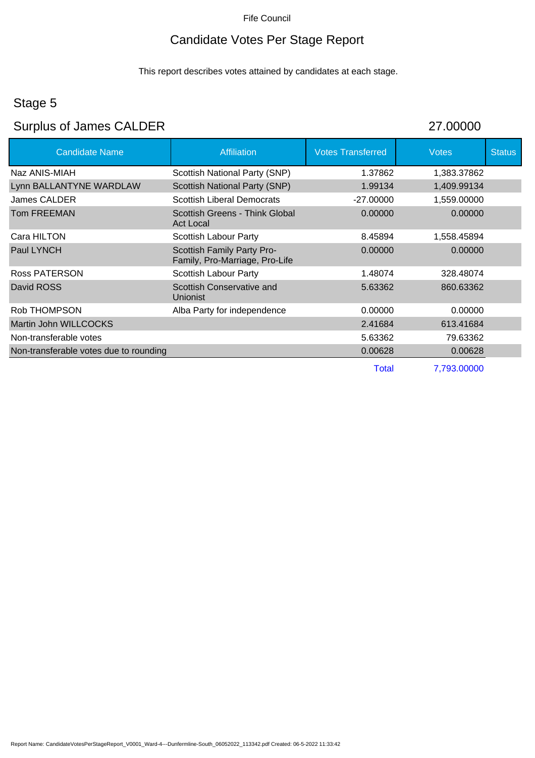Fife Council

# Candidate Votes Per Stage Report

This report describes votes attained by candidates at each stage.

## Stage 5

## Surplus of James CALDER 27.00000

| Candidate Name | Affiliation | Votes Transferred | Votes | Status |
|---|---|---|---|---|
| Naz ANIS-MIAH | Scottish National Party (SNP) | 1.37862 | 1,383.37862 | |
| Lynn BALLANTYNE WARDLAW | Scottish National Party (SNP) | 1.99134 | 1,409.99134 | |
| James CALDER | Scottish Liberal Democrats | -27.00000 | 1,559.00000 | |
| Tom FREEMAN | Scottish Greens - Think Global Act Local | 0.00000 | 0.00000 | |
| Cara HILTON | Scottish Labour Party | 8.45894 | 1,558.45894 | |
| Paul LYNCH | Scottish Family Party Pro-Family, Pro-Marriage, Pro-Life | 0.00000 | 0.00000 | |
| Ross PATERSON | Scottish Labour Party | 1.48074 | 328.48074 | |
| David ROSS | Scottish Conservative and Unionist | 5.63362 | 860.63362 | |
| Rob THOMPSON | Alba Party for independence | 0.00000 | 0.00000 | |
| Martin John WILLCOCKS | | 2.41684 | 613.41684 | |
| Non-transferable votes | | 5.63362 | 79.63362 | |
| Non-transferable votes due to rounding | | 0.00628 | 0.00628 | |
| | | Total | 7,793.00000 | |

Report Name: CandidateVotesPerStageReport_V0001_Ward-4---Dunfermline-South_06052022_113342.pdf Created: 06-5-2022 11:33:42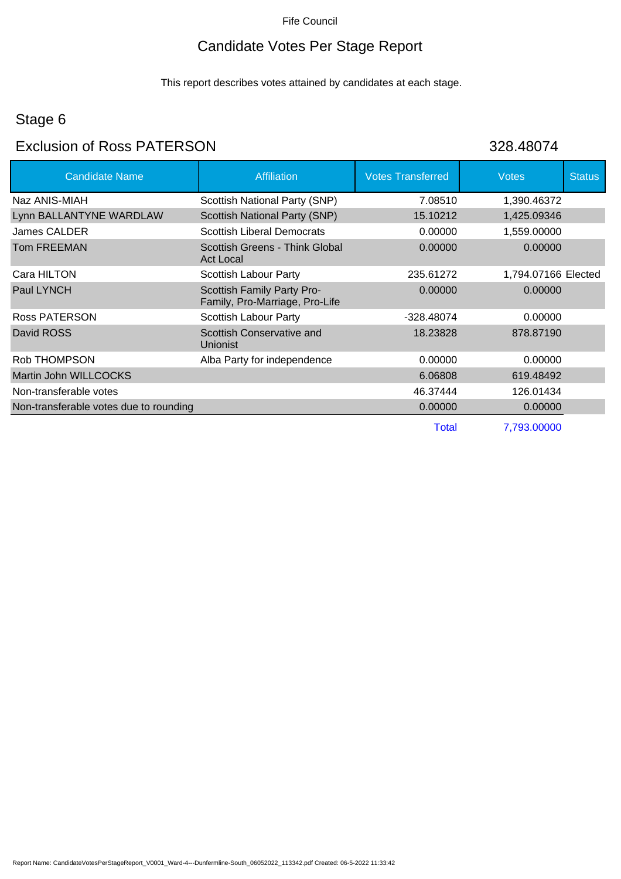Fife Council

# Candidate Votes Per Stage Report

This report describes votes attained by candidates at each stage.

## Stage 6

## Exclusion of Ross PATERSON

328.48074

| Candidate Name | Affiliation | Votes Transferred | Votes | Status |
|---|---|---|---|---|
| Naz ANIS-MIAH | Scottish National Party (SNP) | 7.08510 | 1,390.46372 | |
| Lynn BALLANTYNE WARDLAW | Scottish National Party (SNP) | 15.10212 | 1,425.09346 | |
| James CALDER | Scottish Liberal Democrats | 0.00000 | 1,559.00000 | |
| Tom FREEMAN | Scottish Greens - Think Global Act Local | 0.00000 | 0.00000 | |
| Cara HILTON | Scottish Labour Party | 235.61272 | 1,794.07166 | Elected |
| Paul LYNCH | Scottish Family Party Pro-Family, Pro-Marriage, Pro-Life | 0.00000 | 0.00000 | |
| Ross PATERSON | Scottish Labour Party | -328.48074 | 0.00000 | |
| David ROSS | Scottish Conservative and Unionist | 18.23828 | 878.87190 | |
| Rob THOMPSON | Alba Party for independence | 0.00000 | 0.00000 | |
| Martin John WILLCOCKS | | 6.06808 | 619.48492 | |
| Non-transferable votes | | 46.37444 | 126.01434 | |
| Non-transferable votes due to rounding | | 0.00000 | 0.00000 | |
| | | Total | 7,793.00000 | |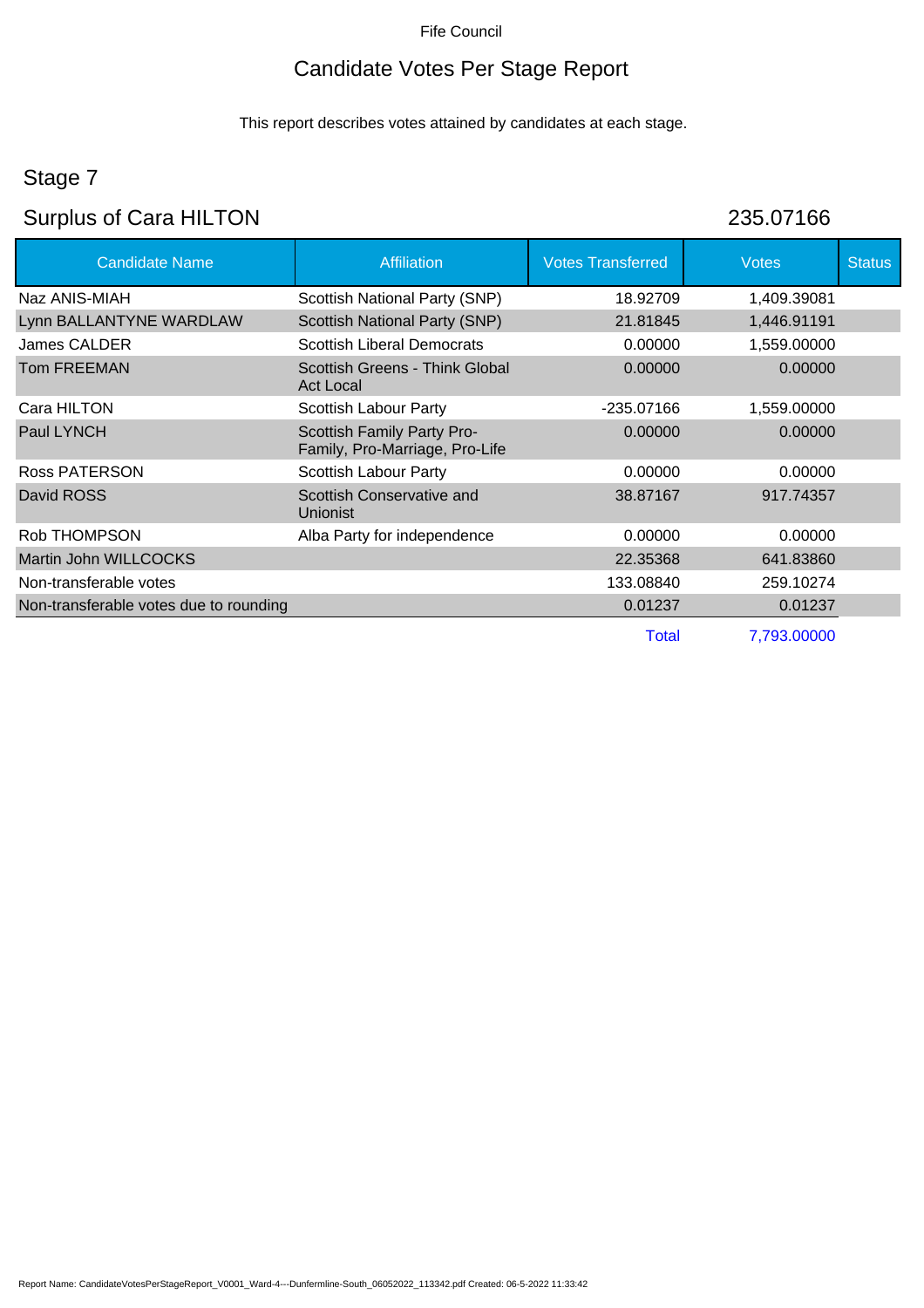Fife Council

# Candidate Votes Per Stage Report

This report describes votes attained by candidates at each stage.

## Stage 7

## Surplus of Cara HILTON 235.07166

| Candidate Name | Affiliation | Votes Transferred | Votes | Status |
|---|---|---|---|---|
| Naz ANIS-MIAH | Scottish National Party (SNP) | 18.92709 | 1,409.39081 | |
| Lynn BALLANTYNE WARDLAW | Scottish National Party (SNP) | 21.81845 | 1,446.91191 | |
| James CALDER | Scottish Liberal Democrats | 0.00000 | 1,559.00000 | |
| Tom FREEMAN | Scottish Greens - Think Global Act Local | 0.00000 | 0.00000 | |
| Cara HILTON | Scottish Labour Party | -235.07166 | 1,559.00000 | |
| Paul LYNCH | Scottish Family Party Pro-Family, Pro-Marriage, Pro-Life | 0.00000 | 0.00000 | |
| Ross PATERSON | Scottish Labour Party | 0.00000 | 0.00000 | |
| David ROSS | Scottish Conservative and Unionist | 38.87167 | 917.74357 | |
| Rob THOMPSON | Alba Party for independence | 0.00000 | 0.00000 | |
| Martin John WILLCOCKS | | 22.35368 | 641.83860 | |
| Non-transferable votes | | 133.08840 | 259.10274 | |
| Non-transferable votes due to rounding | | 0.01237 | 0.01237 | |
| | | Total | 7,793.00000 | |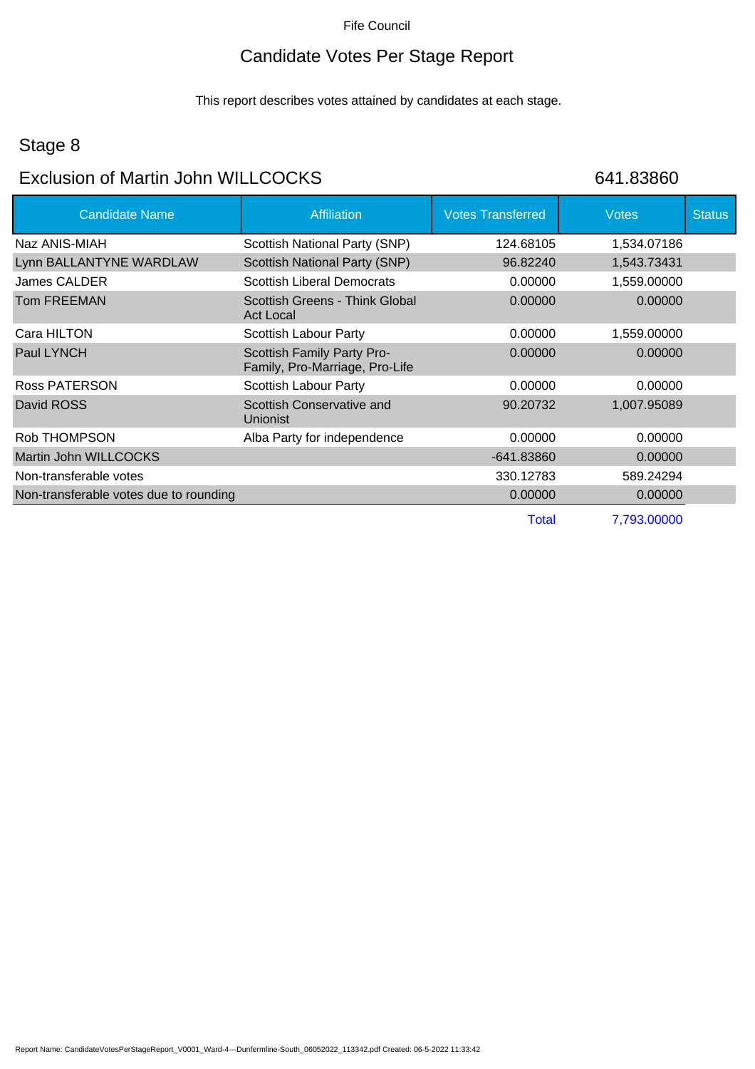Fife Council

# Candidate Votes Per Stage Report

This report describes votes attained by candidates at each stage.

## Stage 8

## Exclusion of Martin John WILLCOCKS 641.83860

| Candidate Name | Affiliation | Votes Transferred | Votes | Status |
|---|---|---|---|---|
| Naz ANIS-MIAH | Scottish National Party (SNP) | 124.68105 | 1,534.07186 | |
| Lynn BALLANTYNE WARDLAW | Scottish National Party (SNP) | 96.82240 | 1,543.73431 | |
| James CALDER | Scottish Liberal Democrats | 0.00000 | 1,559.00000 | |
| Tom FREEMAN | Scottish Greens - Think Global Act Local | 0.00000 | 0.00000 | |
| Cara HILTON | Scottish Labour Party | 0.00000 | 1,559.00000 | |
| Paul LYNCH | Scottish Family Party Pro-Family, Pro-Marriage, Pro-Life | 0.00000 | 0.00000 | |
| Ross PATERSON | Scottish Labour Party | 0.00000 | 0.00000 | |
| David ROSS | Scottish Conservative and Unionist | 90.20732 | 1,007.95089 | |
| Rob THOMPSON | Alba Party for independence | 0.00000 | 0.00000 | |
| Martin John WILLCOCKS | | -641.83860 | 0.00000 | |
| Non-transferable votes | | 330.12783 | 589.24294 | |
| Non-transferable votes due to rounding | | 0.00000 | 0.00000 | |
| | | Total | 7,793.00000 | |

Report Name: CandidateVotesPerStageReport_V0001_Ward-4---Dunfermline-South_06052022_113342.pdf Created: 06-5-2022 11:33:42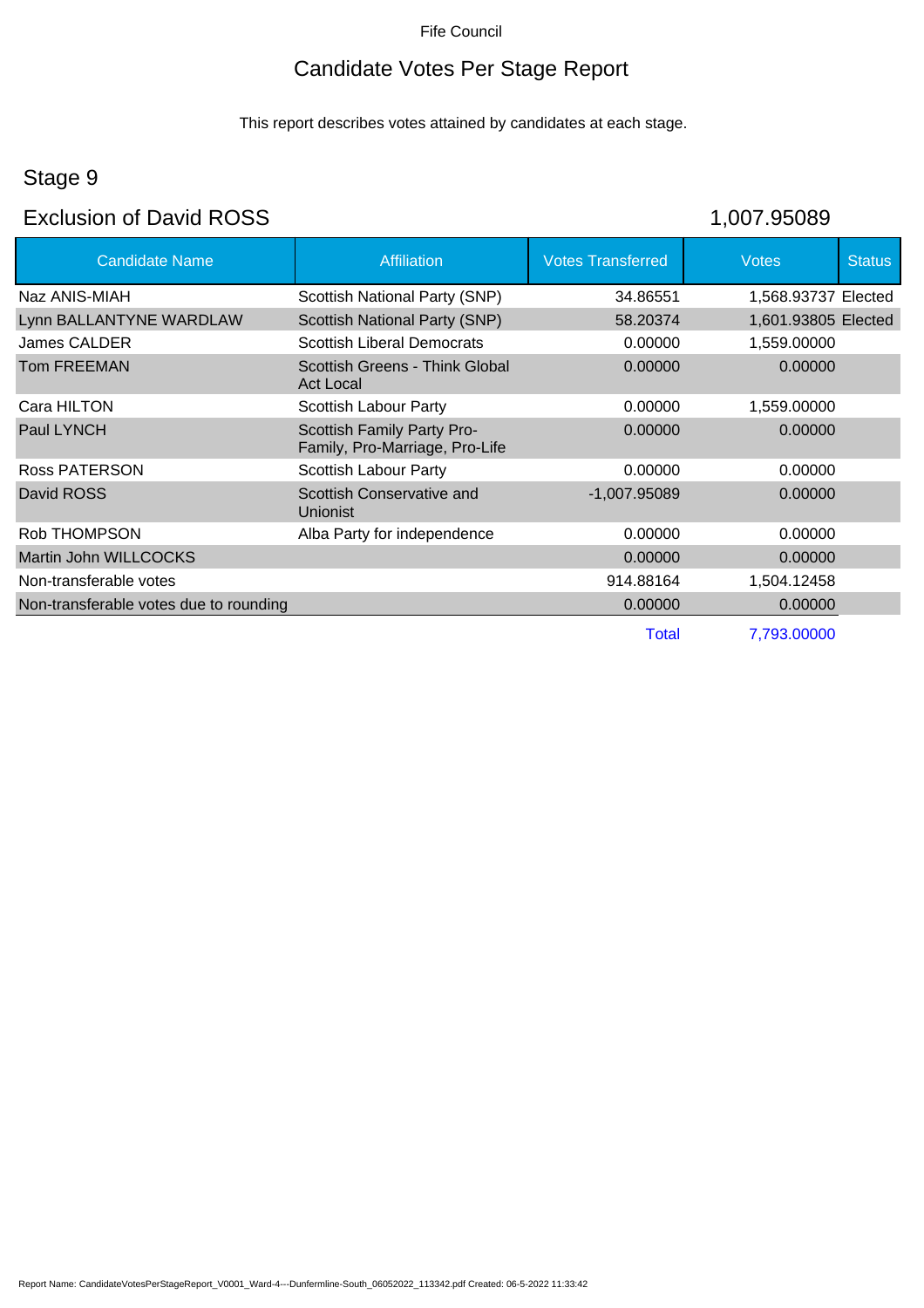Fife Council

# Candidate Votes Per Stage Report

This report describes votes attained by candidates at each stage.

## Stage 9

## Exclusion of David ROSS 1,007.95089

| Candidate Name | Affiliation | Votes Transferred | Votes | Status |
|---|---|---|---|---|
| Naz ANIS-MIAH | Scottish National Party (SNP) | 34.86551 | 1,568.93737 | Elected |
| Lynn BALLANTYNE WARDLAW | Scottish National Party (SNP) | 58.20374 | 1,601.93805 | Elected |
| James CALDER | Scottish Liberal Democrats | 0.00000 | 1,559.00000 | |
| Tom FREEMAN | Scottish Greens - Think Global Act Local | 0.00000 | 0.00000 | |
| Cara HILTON | Scottish Labour Party | 0.00000 | 1,559.00000 | |
| Paul LYNCH | Scottish Family Party Pro-Family, Pro-Marriage, Pro-Life | 0.00000 | 0.00000 | |
| Ross PATERSON | Scottish Labour Party | 0.00000 | 0.00000 | |
| David ROSS | Scottish Conservative and Unionist | -1,007.95089 | 0.00000 | |
| Rob THOMPSON | Alba Party for independence | 0.00000 | 0.00000 | |
| Martin John WILLCOCKS | | 0.00000 | 0.00000 | |
| Non-transferable votes | | 914.88164 | 1,504.12458 | |
| Non-transferable votes due to rounding | | 0.00000 | 0.00000 | |
| | | Total | 7,793.00000 | |

Report Name: CandidateVotesPerStageReport_V0001_Ward-4---Dunfermline-South_06052022_113342.pdf Created: 06-5-2022 11:33:42